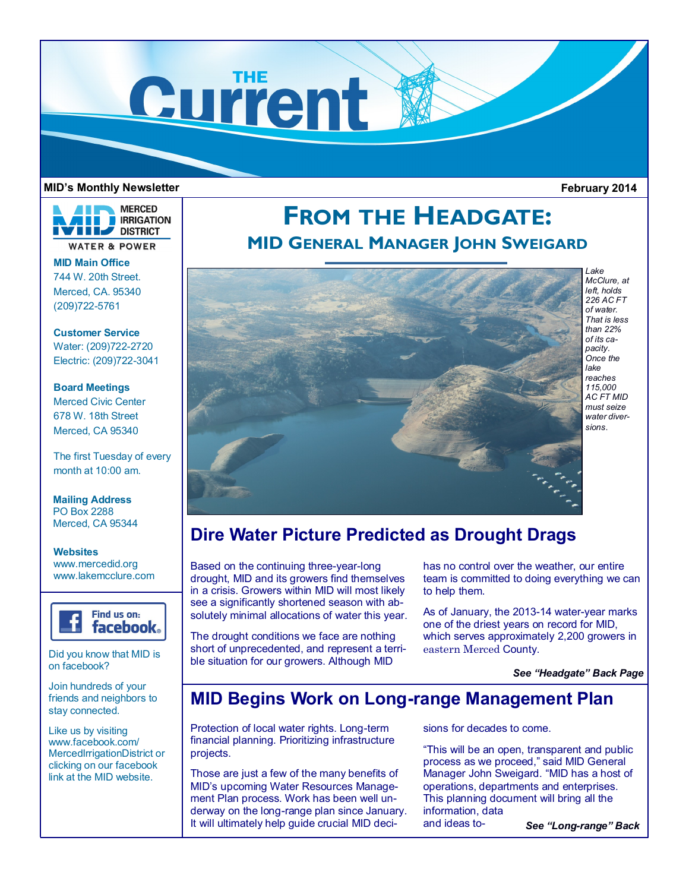# THE Current

**MID's Monthly Newsletter** **February 2014**

MERCED IRRIGATION DISTRICT
WATER & POWER

**MID Main Office**
744 W. 20th Street.
Merced, CA. 95340
(209)722-5761

**Customer Service**
Water: (209)722-2720
Electric: (209)722-3041

**Board Meetings**
Merced Civic Center
678 W. 18th Street
Merced, CA 95340

The first Tuesday of every month at 10:00 am.

**Mailing Address**
PO Box 2288
Merced, CA 95344

**Websites**
www.mercedid.org
www.lakemcclure.com

Find us on: facebook

Did you know that MID is on facebook?

Join hundreds of your friends and neighbors to stay connected.

Like us by visiting www.facebook.com/MercedIrrigationDistrict or clicking on our facebook link at the MID website.

# FROM THE HEADGATE:

## MID GENERAL MANAGER JOHN SWEIGARD

*Lake McClure, at left, holds 226 AC FT of water. That is less than 22% of its capacity. Once the lake reaches 115,000 AC FT MID must seize water diversions.*

## Dire Water Picture Predicted as Drought Drags

Based on the continuing three-year-long drought, MID and its growers find themselves in a crisis. Growers within MID will most likely see a significantly shortened season with absolutely minimal allocations of water this year.

The drought conditions we face are nothing short of unprecedented, and represent a terrible situation for our growers. Although MID has no control over the weather, our entire team is committed to doing everything we can to help them.

As of January, the 2013-14 water-year marks one of the driest years on record for MID, which serves approximately 2,200 growers in eastern Merced County.

***See "Headgate" Back Page***

## MID Begins Work on Long-range Management Plan

Protection of local water rights. Long-term financial planning. Prioritizing infrastructure projects.

Those are just a few of the many benefits of MID's upcoming Water Resources Management Plan process. Work has been well underway on the long-range plan since January. It will ultimately help guide crucial MID decisions for decades to come.

"This will be an open, transparent and public process as we proceed," said MID General Manager John Sweigard. "MID has a host of operations, departments and enterprises. This planning document will bring all the information, data and ideas to-

***See "Long-range" Back***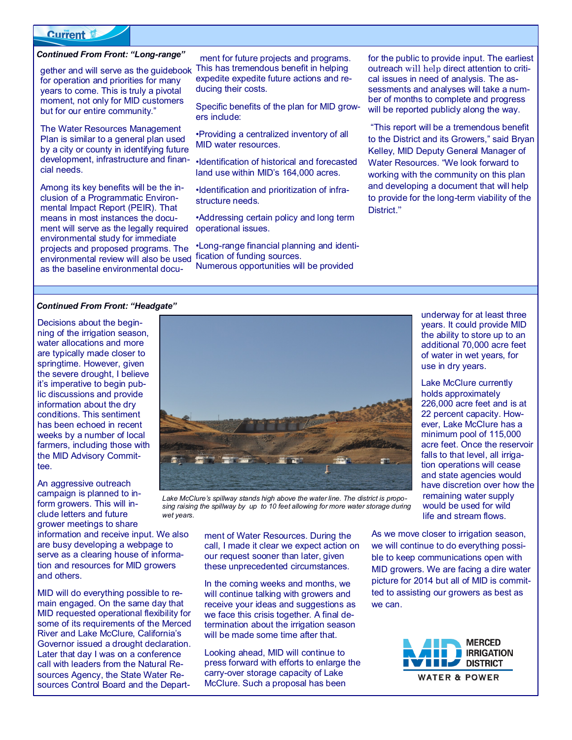***Continued From Front: "Long-range"***

gether and will serve as the guidebook for operation and priorities for many years to come. This is truly a pivotal moment, not only for MID customers but for our entire community."

The Water Resources Management Plan is similar to a general plan used by a city or county in identifying future development, infrastructure and financial needs.

Among its key benefits will be the inclusion of a Programmatic Environmental Impact Report (PEIR). That means in most instances the document will serve as the legally required environmental study for immediate projects and proposed programs. The environmental review will also be used as the baseline environmental document for future projects and programs. This has tremendous benefit in helping expedite expedite future actions and reducing their costs.

Specific benefits of the plan for MID growers include:

•Providing a centralized inventory of all MID water resources.

•Identification of historical and forecasted land use within MID's 164,000 acres.

•Identification and prioritization of infrastructure needs.

•Addressing certain policy and long term operational issues.

•Long-range financial planning and identification of funding sources.

Numerous opportunities will be provided for the public to provide input. The earliest outreach will help direct attention to critical issues in need of analysis. The assessments and analyses will take a number of months to complete and progress will be reported publicly along the way.

"This report will be a tremendous benefit to the District and its Growers," said Bryan Kelley, MID Deputy General Manager of Water Resources. "We look forward to working with the community on this plan and developing a document that will help to provide for the long-term viability of the District."

***Continued From Front: "Headgate"***

Decisions about the beginning of the irrigation season, water allocations and more are typically made closer to springtime. However, given the severe drought, I believe it's imperative to begin public discussions and provide information about the dry conditions. This sentiment has been echoed in recent weeks by a number of local farmers, including those with the MID Advisory Committee.

An aggressive outreach campaign is planned to inform growers. This will include letters and future grower meetings to share information and receive input. We also are busy developing a webpage to serve as a clearing house of information and resources for MID growers and others.

*Lake McClure's spillway stands high above the water line. The district is proposing raising the spillway by up to 10 feet allowing for more water storage during wet years.*

MID will do everything possible to remain engaged. On the same day that MID requested operational flexibility for some of its requirements of the Merced River and Lake McClure, California's Governor issued a drought declaration. Later that day I was on a conference call with leaders from the Natural Resources Agency, the State Water Resources Control Board and the Department of Water Resources. During the call, I made it clear we expect action on our request sooner than later, given these unprecedented circumstances.

In the coming weeks and months, we will continue talking with growers and receive your ideas and suggestions as we face this crisis together. A final determination about the irrigation season will be made some time after that.

Looking ahead, MID will continue to press forward with efforts to enlarge the carry-over storage capacity of Lake McClure. Such a proposal has been underway for at least three years. It could provide MID the ability to store up to an additional 70,000 acre feet of water in wet years, for use in dry years.

Lake McClure currently holds approximately 226,000 acre feet and is at 22 percent capacity. However, Lake McClure has a minimum pool of 115,000 acre feet. Once the reservoir falls to that level, all irrigation operations will cease and state agencies would have discretion over how the remaining water supply would be used for wild life and stream flows.

As we move closer to irrigation season, we will continue to do everything possible to keep communications open with MID growers. We are facing a dire water picture for 2014 but all of MID is committed to assisting our growers as best as we can.

MERCED IRRIGATION DISTRICT
WATER & POWER